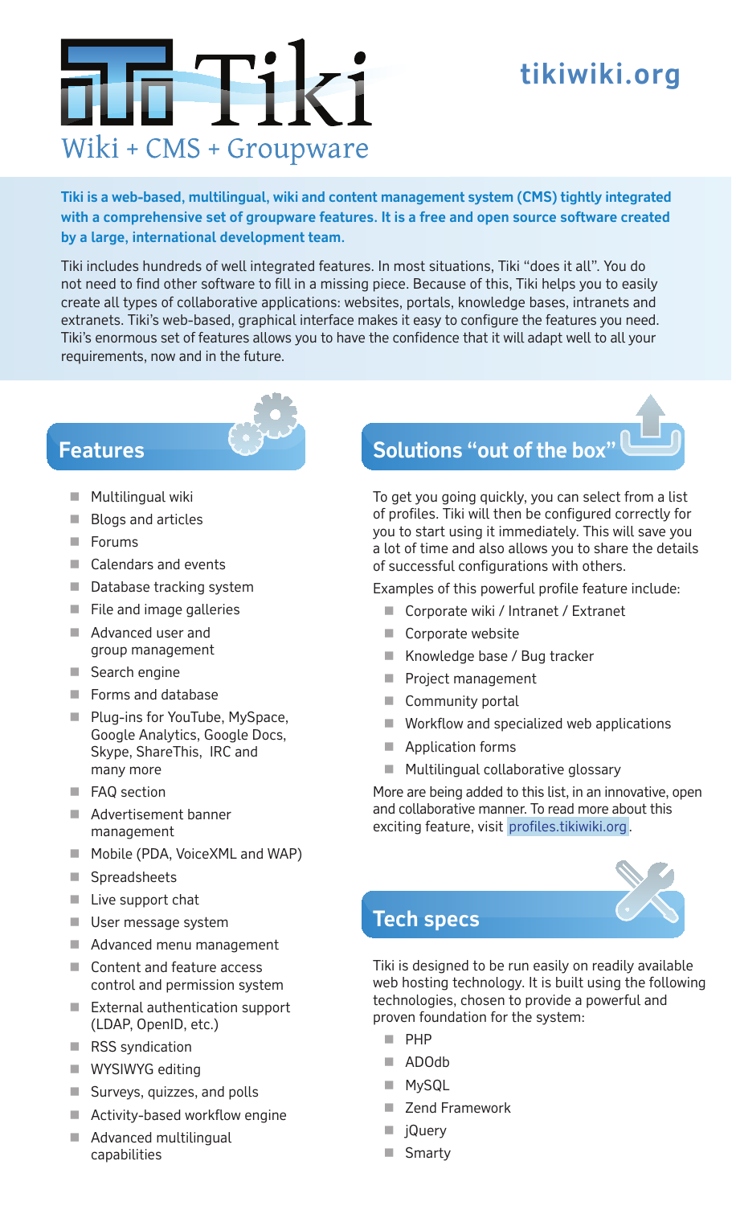# Tiki

Wiki + CMS + Groupware

tikiwiki.org

**Tiki is a web-based, multilingual, wiki and content management system (CMS) tightly integrated with a comprehensive set of groupware features. It is a free and open source software created by a large, international development team.**

Tiki includes hundreds of well integrated features. In most situations, Tiki "does it all". You do not need to find other software to fill in a missing piece. Because of this, Tiki helps you to easily create all types of collaborative applications: websites, portals, knowledge bases, intranets and extranets. Tiki's web-based, graphical interface makes it easy to configure the features you need. Tiki's enormous set of features allows you to have the confidence that it will adapt well to all your requirements, now and in the future.

## Features

- Multilingual wiki
- Blogs and articles
- Forums
- Calendars and events
- Database tracking system
- File and image galleries
- Advanced user and group management
- Search engine
- Forms and database
- Plug-ins for YouTube, MySpace, Google Analytics, Google Docs, Skype, ShareThis, IRC and many more
- FAQ section
- Advertisement banner management
- Mobile (PDA, VoiceXML and WAP)
- Spreadsheets
- Live support chat
- User message system
- Advanced menu management
- Content and feature access control and permission system
- External authentication support (LDAP, OpenID, etc.)
- RSS syndication
- WYSIWYG editing
- Surveys, quizzes, and polls
- Activity-based workflow engine
- Advanced multilingual capabilities

## Solutions "out of the box"

To get you going quickly, you can select from a list of profiles. Tiki will then be configured correctly for you to start using it immediately. This will save you a lot of time and also allows you to share the details of successful configurations with others.

Examples of this powerful profile feature include:

- Corporate wiki / Intranet / Extranet
- Corporate website
- Knowledge base / Bug tracker
- Project management
- Community portal
- Workflow and specialized web applications
- Application forms
- Multilingual collaborative glossary

More are being added to this list, in an innovative, open and collaborative manner. To read more about this exciting feature, visit profiles.tikiwiki.org.

## Tech specs

Tiki is designed to be run easily on readily available web hosting technology. It is built using the following technologies, chosen to provide a powerful and proven foundation for the system:

- PHP
- ADOdb
- MySQL
- Zend Framework
- jQuery
- Smarty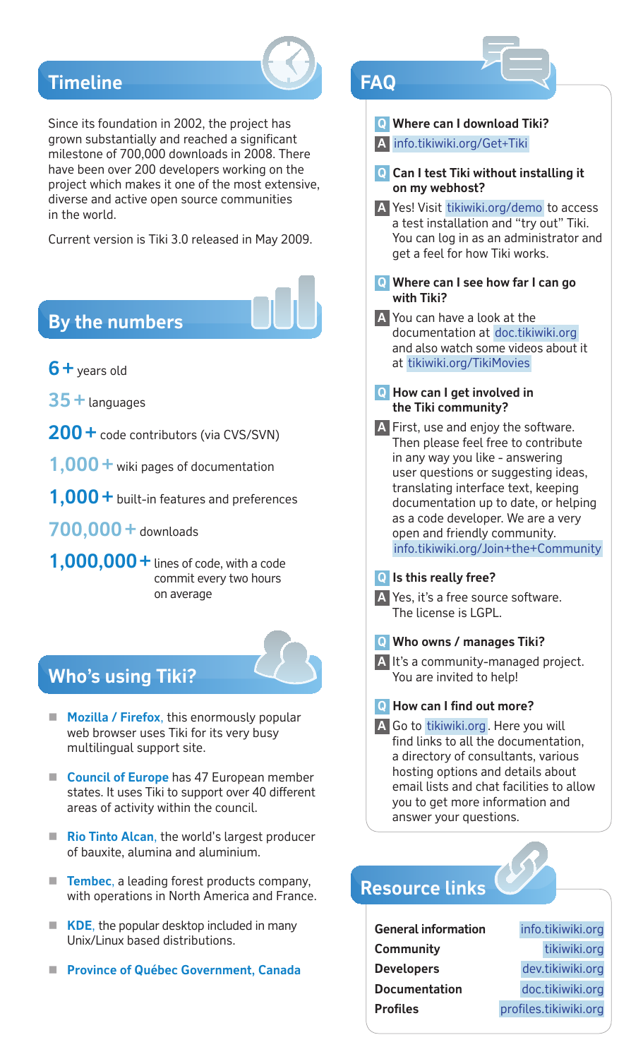## Timeline

Since its foundation in 2002, the project has grown substantially and reached a significant milestone of 700,000 downloads in 2008. There have been over 200 developers working on the project which makes it one of the most extensive, diverse and active open source communities in the world.

Current version is Tiki 3.0 released in May 2009.

## By the numbers

**6+** years old

**35+** languages

**200+** code contributors (via CVS/SVN)

**1,000+** wiki pages of documentation

**1,000+** built-in features and preferences

**700,000+** downloads

**1,000,000+** lines of code, with a code commit every two hours on average

## Who's using Tiki?

- **Mozilla / Firefox**, this enormously popular web browser uses Tiki for its very busy multilingual support site.
- **Council of Europe** has 47 European member states. It uses Tiki to support over 40 different areas of activity within the council.
- **Rio Tinto Alcan**, the world's largest producer of bauxite, alumina and aluminium.
- **Tembec**, a leading forest products company, with operations in North America and France.
- **KDE**, the popular desktop included in many Unix/Linux based distributions.
- **Province of Québec Government, Canada**

## FAQ

**Q Where can I download Tiki?**

**A** info.tikiwiki.org/Get+Tiki

**Q Can I test Tiki without installing it on my webhost?**

**A** Yes! Visit tikiwiki.org/demo to access a test installation and "try out" Tiki. You can log in as an administrator and get a feel for how Tiki works.

**Q Where can I see how far I can go with Tiki?**

**A** You can have a look at the documentation at doc.tikiwiki.org and also watch some videos about it at tikiwiki.org/TikiMovies

**Q How can I get involved in the Tiki community?**

**A** First, use and enjoy the software. Then please feel free to contribute in any way you like - answering user questions or suggesting ideas, translating interface text, keeping documentation up to date, or helping as a code developer. We are a very open and friendly community. info.tikiwiki.org/Join+the+Community

**Q Is this really free?**

**A** Yes, it's a free source software. The license is LGPL.

**Q Who owns / manages Tiki?**

**A** It's a community-managed project. You are invited to help!

**Q How can I find out more?**

**A** Go to tikiwiki.org. Here you will find links to all the documentation, a directory of consultants, various hosting options and details about email lists and chat facilities to allow you to get more information and answer your questions.

## Resource links

| | |
|---|---|
| **General information** | info.tikiwiki.org |
| **Community** | tikiwiki.org |
| **Developers** | dev.tikiwiki.org |
| **Documentation** | doc.tikiwiki.org |
| **Profiles** | profiles.tikiwiki.org |